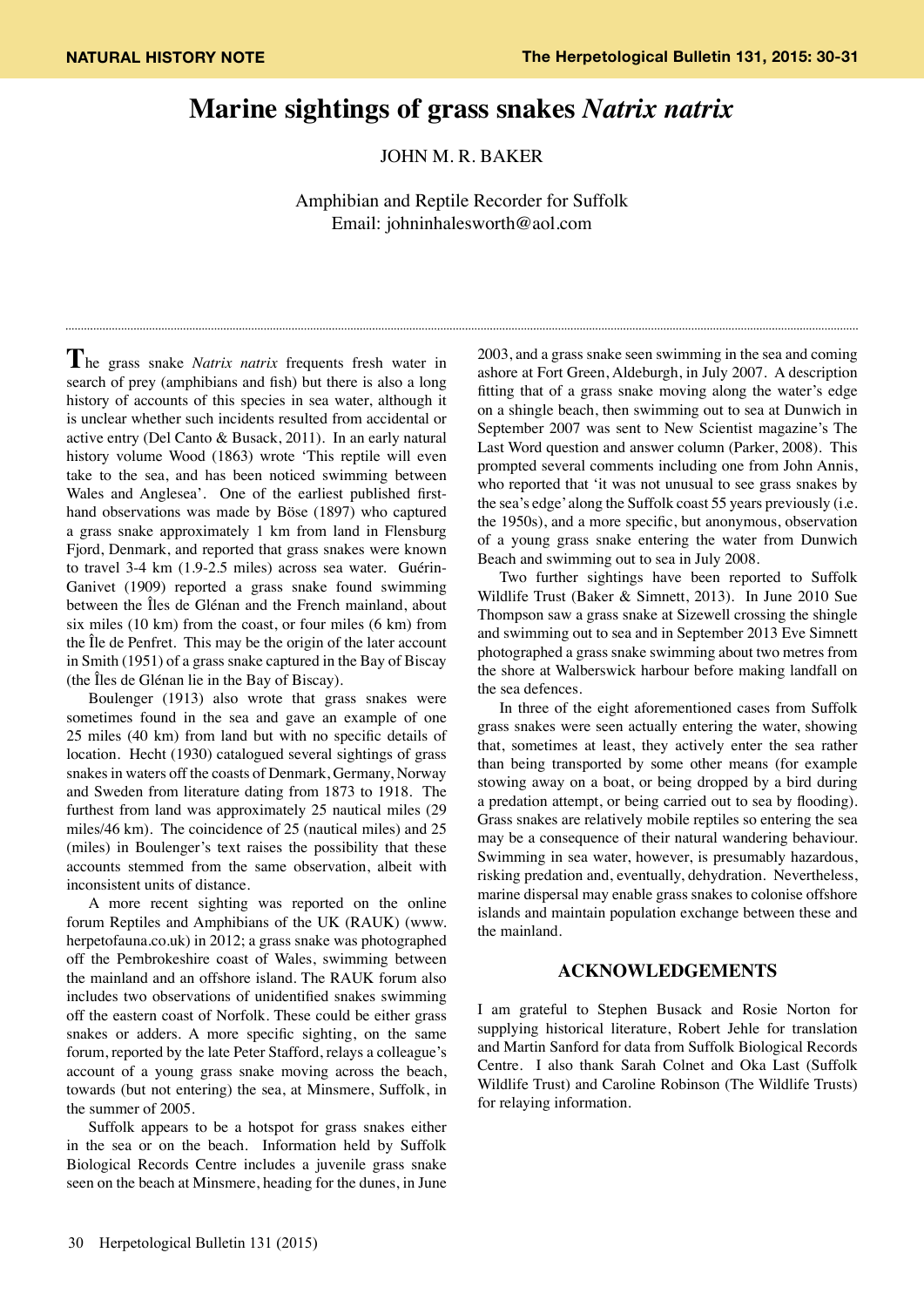NATURAL HISTORY NOTE

# Marine sightings of grass snakes *Natrix natrix*

JOHN M. R. BAKER

Amphibian and Reptile Recorder for Suffolk
Email: johninhalesworth@aol.com

The grass snake *Natrix natrix* frequents fresh water in search of prey (amphibians and fish) but there is also a long history of accounts of this species in sea water, although it is unclear whether such incidents resulted from accidental or active entry (Del Canto & Busack, 2011). In an early natural history volume Wood (1863) wrote 'This reptile will even take to the sea, and has been noticed swimming between Wales and Anglesea'. One of the earliest published first-hand observations was made by Böse (1897) who captured a grass snake approximately 1 km from land in Flensburg Fjord, Denmark, and reported that grass snakes were known to travel 3-4 km (1.9-2.5 miles) across sea water. Guérin-Ganivet (1909) reported a grass snake found swimming between the Îles de Glénan and the French mainland, about six miles (10 km) from the coast, or four miles (6 km) from the Île de Penfret. This may be the origin of the later account in Smith (1951) of a grass snake captured in the Bay of Biscay (the Îles de Glénan lie in the Bay of Biscay).

Boulenger (1913) also wrote that grass snakes were sometimes found in the sea and gave an example of one 25 miles (40 km) from land but with no specific details of location. Hecht (1930) catalogued several sightings of grass snakes in waters off the coasts of Denmark, Germany, Norway and Sweden from literature dating from 1873 to 1918. The furthest from land was approximately 25 nautical miles (29 miles/46 km). The coincidence of 25 (nautical miles) and 25 (miles) in Boulenger's text raises the possibility that these accounts stemmed from the same observation, albeit with inconsistent units of distance.

A more recent sighting was reported on the online forum Reptiles and Amphibians of the UK (RAUK) (www.herpetofauna.co.uk) in 2012; a grass snake was photographed off the Pembrokeshire coast of Wales, swimming between the mainland and an offshore island. The RAUK forum also includes two observations of unidentified snakes swimming off the eastern coast of Norfolk. These could be either grass snakes or adders. A more specific sighting, on the same forum, reported by the late Peter Stafford, relays a colleague's account of a young grass snake moving across the beach, towards (but not entering) the sea, at Minsmere, Suffolk, in the summer of 2005.

Suffolk appears to be a hotspot for grass snakes either in the sea or on the beach. Information held by Suffolk Biological Records Centre includes a juvenile grass snake seen on the beach at Minsmere, heading for the dunes, in June 2003, and a grass snake seen swimming in the sea and coming ashore at Fort Green, Aldeburgh, in July 2007. A description fitting that of a grass snake moving along the water's edge on a shingle beach, then swimming out to sea at Dunwich in September 2007 was sent to New Scientist magazine's The Last Word question and answer column (Parker, 2008). This prompted several comments including one from John Annis, who reported that 'it was not unusual to see grass snakes by the sea's edge' along the Suffolk coast 55 years previously (i.e. the 1950s), and a more specific, but anonymous, observation of a young grass snake entering the water from Dunwich Beach and swimming out to sea in July 2008.

Two further sightings have been reported to Suffolk Wildlife Trust (Baker & Simnett, 2013). In June 2010 Sue Thompson saw a grass snake at Sizewell crossing the shingle and swimming out to sea and in September 2013 Eve Simnett photographed a grass snake swimming about two metres from the shore at Walberswick harbour before making landfall on the sea defences.

In three of the eight aforementioned cases from Suffolk grass snakes were seen actually entering the water, showing that, sometimes at least, they actively enter the sea rather than being transported by some other means (for example stowing away on a boat, or being dropped by a bird during a predation attempt, or being carried out to sea by flooding). Grass snakes are relatively mobile reptiles so entering the sea may be a consequence of their natural wandering behaviour. Swimming in sea water, however, is presumably hazardous, risking predation and, eventually, dehydration. Nevertheless, marine dispersal may enable grass snakes to colonise offshore islands and maintain population exchange between these and the mainland.

## ACKNOWLEDGEMENTS

I am grateful to Stephen Busack and Rosie Norton for supplying historical literature, Robert Jehle for translation and Martin Sanford for data from Suffolk Biological Records Centre. I also thank Sarah Colnet and Oka Last (Suffolk Wildlife Trust) and Caroline Robinson (The Wildlife Trusts) for relaying information.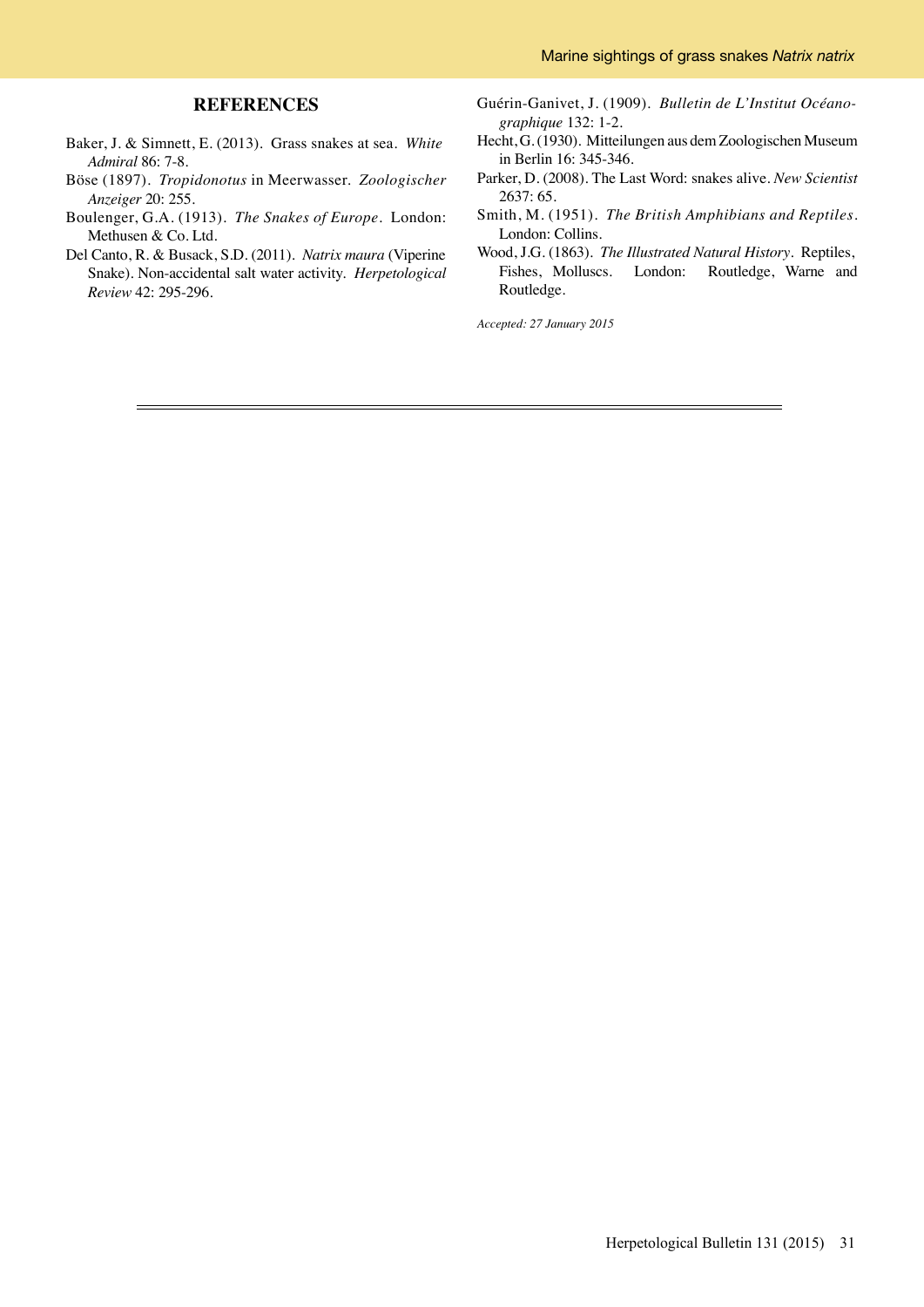## REFERENCES

Baker, J. & Simnett, E. (2013). Grass snakes at sea. *White Admiral* 86: 7-8.

Böse (1897). *Tropidonotus* in Meerwasser. *Zoologischer Anzeiger* 20: 255.

Boulenger, G.A. (1913). *The Snakes of Europe*. London: Methusen & Co. Ltd.

Del Canto, R. & Busack, S.D. (2011). *Natrix maura* (Viperine Snake). Non-accidental salt water activity. *Herpetological Review* 42: 295-296.

Guérin-Ganivet, J. (1909). *Bulletin de L'Institut Océanographique* 132: 1-2.

Hecht, G. (1930). Mitteilungen aus dem Zoologischen Museum in Berlin 16: 345-346.

Parker, D. (2008). The Last Word: snakes alive. *New Scientist* 2637: 65.

Smith, M. (1951). *The British Amphibians and Reptiles*. London: Collins.

Wood, J.G. (1863). *The Illustrated Natural History*. Reptiles, Fishes, Molluscs. London: Routledge, Warne and Routledge.

*Accepted: 27 January 2015*